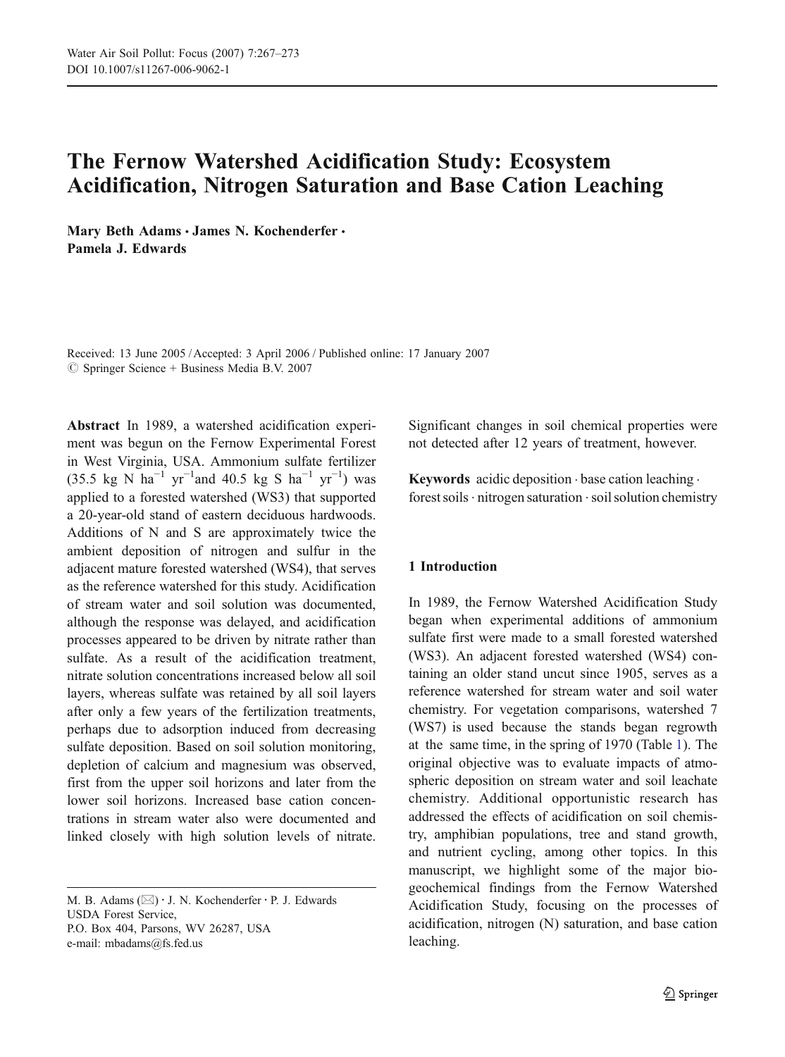# The Fernow Watershed Acidification Study: Ecosystem Acidification, Nitrogen Saturation and Base Cation Leaching

**Mary Beth Adams · James N. Kochenderfer · Pamela J. Edwards**

Received: 13 June 2005 / Accepted: 3 April 2006 / Published online: 17 January 2007
© Springer Science + Business Media B.V. 2007

**Abstract** In 1989, a watershed acidification experiment was begun on the Fernow Experimental Forest in West Virginia, USA. Ammonium sulfate fertilizer (35.5 kg N $ha^{-1}$ $yr^{-1}$and 40.5 kg S $ha^{-1}$ $yr^{-1}$) was applied to a forested watershed (WS3) that supported a 20-year-old stand of eastern deciduous hardwoods. Additions of N and S are approximately twice the ambient deposition of nitrogen and sulfur in the adjacent mature forested watershed (WS4), that serves as the reference watershed for this study. Acidification of stream water and soil solution was documented, although the response was delayed, and acidification processes appeared to be driven by nitrate rather than sulfate. As a result of the acidification treatment, nitrate solution concentrations increased below all soil layers, whereas sulfate was retained by all soil layers after only a few years of the fertilization treatments, perhaps due to adsorption induced from decreasing sulfate deposition. Based on soil solution monitoring, depletion of calcium and magnesium was observed, first from the upper soil horizons and later from the lower soil horizons. Increased base cation concentrations in stream water also were documented and linked closely with high solution levels of nitrate. Significant changes in soil chemical properties were not detected after 12 years of treatment, however.

**Keywords** acidic deposition · base cation leaching · forest soils · nitrogen saturation · soil solution chemistry

M. B. Adams (✉) · J. N. Kochenderfer · P. J. Edwards
USDA Forest Service,
P.O. Box 404, Parsons, WV 26287, USA
e-mail: mbadams@fs.fed.us

## 1 Introduction

In 1989, the Fernow Watershed Acidification Study began when experimental additions of ammonium sulfate first were made to a small forested watershed (WS3). An adjacent forested watershed (WS4) containing an older stand uncut since 1905, serves as a reference watershed for stream water and soil water chemistry. For vegetation comparisons, watershed 7 (WS7) is used because the stands began regrowth at the same time, in the spring of 1970 (Table 1). The original objective was to evaluate impacts of atmospheric deposition on stream water and soil leachate chemistry. Additional opportunistic research has addressed the effects of acidification on soil chemistry, amphibian populations, tree and stand growth, and nutrient cycling, among other topics. In this manuscript, we highlight some of the major biogeochemical findings from the Fernow Watershed Acidification Study, focusing on the processes of acidification, nitrogen (N) saturation, and base cation leaching.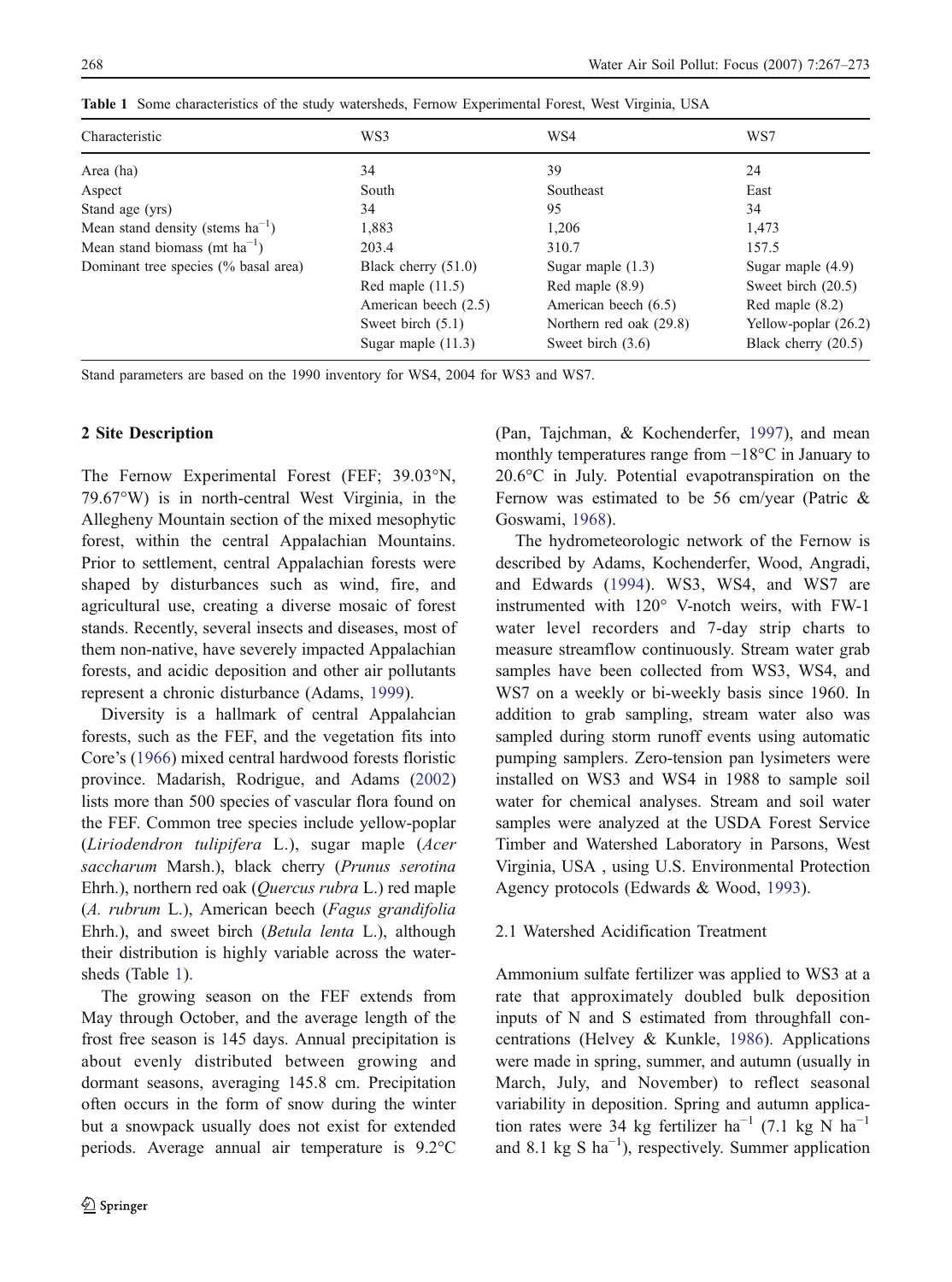**Table 1** Some characteristics of the study watersheds, Fernow Experimental Forest, West Virginia, USA

| Characteristic | WS3 | WS4 | WS7 |
|---|---|---|---|
| Area (ha) | 34 | 39 | 24 |
| Aspect | South | Southeast | East |
| Stand age (yrs) | 34 | 95 | 34 |
| Mean stand density (stems $ha^{-1}$) | 1,883 | 1,206 | 1,473 |
| Mean stand biomass (mt $ha^{-1}$) | 203.4 | 310.7 | 157.5 |
| Dominant tree species (% basal area) | Black cherry (51.0) | Sugar maple (1.3) | Sugar maple (4.9) |
| | Red maple (11.5) | Red maple (8.9) | Sweet birch (20.5) |
| | American beech (2.5) | American beech (6.5) | Red maple (8.2) |
| | Sweet birch (5.1) | Northern red oak (29.8) | Yellow-poplar (26.2) |
| | Sugar maple (11.3) | Sweet birch (3.6) | Black cherry (20.5) |

Stand parameters are based on the 1990 inventory for WS4, 2004 for WS3 and WS7.

## 2 Site Description

The Fernow Experimental Forest (FEF; 39.03°N, 79.67°W) is in north-central West Virginia, in the Allegheny Mountain section of the mixed mesophytic forest, within the central Appalachian Mountains. Prior to settlement, central Appalachian forests were shaped by disturbances such as wind, fire, and agricultural use, creating a diverse mosaic of forest stands. Recently, several insects and diseases, most of them non-native, have severely impacted Appalachian forests, and acidic deposition and other air pollutants represent a chronic disturbance (Adams, 1999).

Diversity is a hallmark of central Appalahcian forests, such as the FEF, and the vegetation fits into Core's (1966) mixed central hardwood forests floristic province. Madarish, Rodrigue, and Adams (2002) lists more than 500 species of vascular flora found on the FEF. Common tree species include yellow-poplar (*Liriodendron tulipifera* L.), sugar maple (*Acer saccharum* Marsh.), black cherry (*Prunus serotina* Ehrh.), northern red oak (*Quercus rubra* L.) red maple (*A. rubrum* L.), American beech (*Fagus grandifolia* Ehrh.), and sweet birch (*Betula lenta* L.), although their distribution is highly variable across the watersheds (Table 1).

The growing season on the FEF extends from May through October, and the average length of the frost free season is 145 days. Annual precipitation is about evenly distributed between growing and dormant seasons, averaging 145.8 cm. Precipitation often occurs in the form of snow during the winter but a snowpack usually does not exist for extended periods. Average annual air temperature is 9.2°C (Pan, Tajchman, & Kochenderfer, 1997), and mean monthly temperatures range from −18°C in January to 20.6°C in July. Potential evapotranspiration on the Fernow was estimated to be 56 cm/year (Patric & Goswami, 1968).

The hydrometeorologic network of the Fernow is described by Adams, Kochenderfer, Wood, Angradi, and Edwards (1994). WS3, WS4, and WS7 are instrumented with 120° V-notch weirs, with FW-1 water level recorders and 7-day strip charts to measure streamflow continuously. Stream water grab samples have been collected from WS3, WS4, and WS7 on a weekly or bi-weekly basis since 1960. In addition to grab sampling, stream water also was sampled during storm runoff events using automatic pumping samplers. Zero-tension pan lysimeters were installed on WS3 and WS4 in 1988 to sample soil water for chemical analyses. Stream and soil water samples were analyzed at the USDA Forest Service Timber and Watershed Laboratory in Parsons, West Virginia, USA , using U.S. Environmental Protection Agency protocols (Edwards & Wood, 1993).

### 2.1 Watershed Acidification Treatment

Ammonium sulfate fertilizer was applied to WS3 at a rate that approximately doubled bulk deposition inputs of N and S estimated from throughfall concentrations (Helvey & Kunkle, 1986). Applications were made in spring, summer, and autumn (usually in March, July, and November) to reflect seasonal variability in deposition. Spring and autumn application rates were 34 kg fertilizer $ha^{-1}$ (7.1 kg N $ha^{-1}$ and 8.1 kg S $ha^{-1}$), respectively. Summer application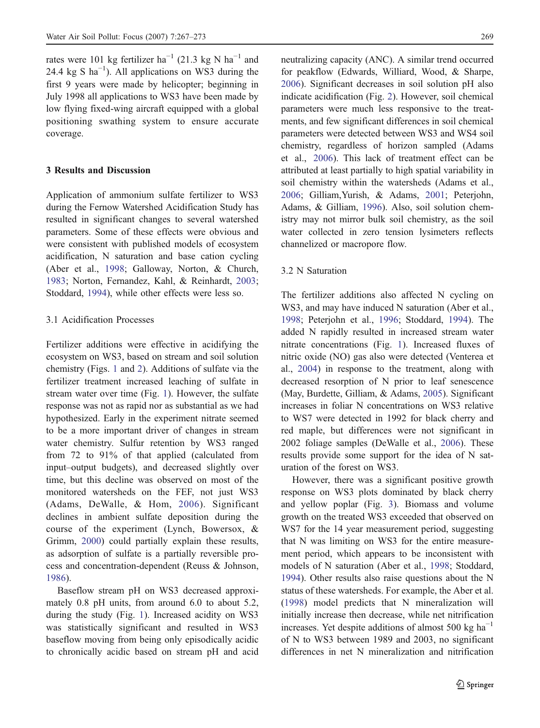rates were 101 kg fertilizer $ha^{-1}$ (21.3 kg N $ha^{-1}$ and 24.4 kg S $ha^{-1}$). All applications on WS3 during the first 9 years were made by helicopter; beginning in July 1998 all applications to WS3 have been made by low flying fixed-wing aircraft equipped with a global positioning swathing system to ensure accurate coverage.

## 3 Results and Discussion

Application of ammonium sulfate fertilizer to WS3 during the Fernow Watershed Acidification Study has resulted in significant changes to several watershed parameters. Some of these effects were obvious and were consistent with published models of ecosystem acidification, N saturation and base cation cycling (Aber et al., 1998; Galloway, Norton, & Church, 1983; Norton, Fernandez, Kahl, & Reinhardt, 2003; Stoddard, 1994), while other effects were less so.

### 3.1 Acidification Processes

Fertilizer additions were effective in acidifying the ecosystem on WS3, based on stream and soil solution chemistry (Figs. 1 and 2). Additions of sulfate via the fertilizer treatment increased leaching of sulfate in stream water over time (Fig. 1). However, the sulfate response was not as rapid nor as substantial as we had hypothesized. Early in the experiment nitrate seemed to be a more important driver of changes in stream water chemistry. Sulfur retention by WS3 ranged from 72 to 91% of that applied (calculated from input–output budgets), and decreased slightly over time, but this decline was observed on most of the monitored watersheds on the FEF, not just WS3 (Adams, DeWalle, & Hom, 2006). Significant declines in ambient sulfate deposition during the course of the experiment (Lynch, Bowersox, & Grimm, 2000) could partially explain these results, as adsorption of sulfate is a partially reversible process and concentration-dependent (Reuss & Johnson, 1986).

Baseflow stream pH on WS3 decreased approximately 0.8 pH units, from around 6.0 to about 5.2, during the study (Fig. 1). Increased acidity on WS3 was statistically significant and resulted in WS3 baseflow moving from being only episodically acidic to chronically acidic based on stream pH and acid neutralizing capacity (ANC). A similar trend occurred for peakflow (Edwards, Williard, Wood, & Sharpe, 2006). Significant decreases in soil solution pH also indicate acidification (Fig. 2). However, soil chemical parameters were much less responsive to the treatments, and few significant differences in soil chemical parameters were detected between WS3 and WS4 soil chemistry, regardless of horizon sampled (Adams et al., 2006). This lack of treatment effect can be attributed at least partially to high spatial variability in soil chemistry within the watersheds (Adams et al., 2006; Gilliam,Yurish, & Adams, 2001; Peterjohn, Adams, & Gilliam, 1996). Also, soil solution chemistry may not mirror bulk soil chemistry, as the soil water collected in zero tension lysimeters reflects channelized or macropore flow.

### 3.2 N Saturation

The fertilizer additions also affected N cycling on WS3, and may have induced N saturation (Aber et al., 1998; Peterjohn et al., 1996; Stoddard, 1994). The added N rapidly resulted in increased stream water nitrate concentrations (Fig. 1). Increased fluxes of nitric oxide (NO) gas also were detected (Venterea et al., 2004) in response to the treatment, along with decreased resorption of N prior to leaf senescence (May, Burdette, Gilliam, & Adams, 2005). Significant increases in foliar N concentrations on WS3 relative to WS7 were detected in 1992 for black cherry and red maple, but differences were not significant in 2002 foliage samples (DeWalle et al., 2006). These results provide some support for the idea of N saturation of the forest on WS3.

However, there was a significant positive growth response on WS3 plots dominated by black cherry and yellow poplar (Fig. 3). Biomass and volume growth on the treated WS3 exceeded that observed on WS7 for the 14 year measurement period, suggesting that N was limiting on WS3 for the entire measurement period, which appears to be inconsistent with models of N saturation (Aber et al., 1998; Stoddard, 1994). Other results also raise questions about the N status of these watersheds. For example, the Aber et al. (1998) model predicts that N mineralization will initially increase then decrease, while net nitrification increases. Yet despite additions of almost 500 kg $ha^{-1}$ of N to WS3 between 1989 and 2003, no significant differences in net N mineralization and nitrification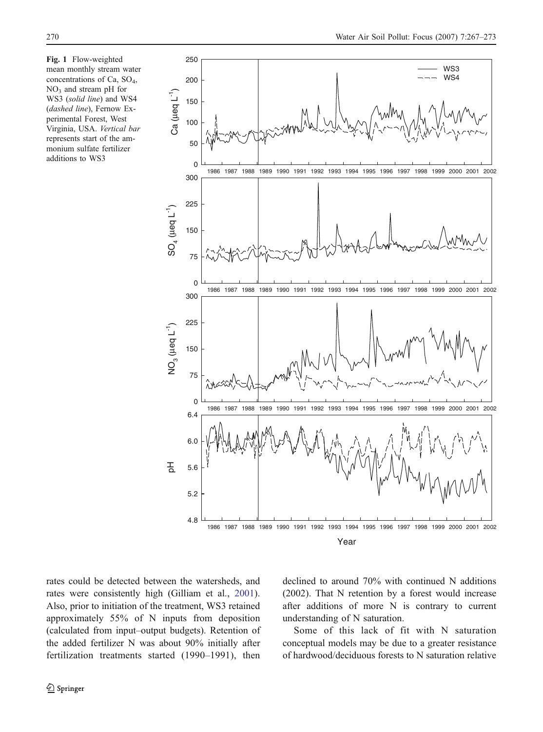**Fig. 1** Flow-weighted mean monthly stream water concentrations of Ca, $SO_4$, $NO_3$ and stream pH for WS3 (*solid line*) and WS4 (*dashed line*), Fernow Experimental Forest, West Virginia, USA. *Vertical bar* represents start of the ammonium sulfate fertilizer additions to WS3

rates could be detected between the watersheds, and rates were consistently high (Gilliam et al., 2001). Also, prior to initiation of the treatment, WS3 retained approximately 55% of N inputs from deposition (calculated from input–output budgets). Retention of the added fertilizer N was about 90% initially after fertilization treatments started (1990–1991), then declined to around 70% with continued N additions (2002). That N retention by a forest would increase after additions of more N is contrary to current understanding of N saturation.

Some of this lack of fit with N saturation conceptual models may be due to a greater resistance of hardwood/deciduous forests to N saturation relative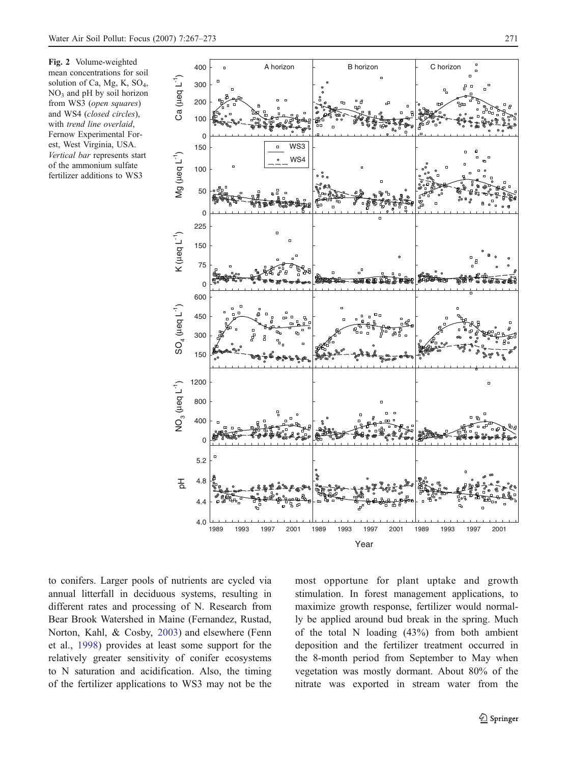**Fig. 2** Volume-weighted mean concentrations for soil solution of Ca, Mg, K, $SO_4$, $NO_3$ and pH by soil horizon from WS3 (*open squares*) and WS4 (*closed circles*), with *trend line overlaid*, Fernow Experimental Forest, West Virginia, USA. *Vertical bar* represents start of the ammonium sulfate fertilizer additions to WS3

to conifers. Larger pools of nutrients are cycled via annual litterfall in deciduous systems, resulting in different rates and processing of N. Research from Bear Brook Watershed in Maine (Fernandez, Rustad, Norton, Kahl, & Cosby, 2003) and elsewhere (Fenn et al., 1998) provides at least some support for the relatively greater sensitivity of conifer ecosystems to N saturation and acidification. Also, the timing of the fertilizer applications to WS3 may not be the most opportune for plant uptake and growth stimulation. In forest management applications, to maximize growth response, fertilizer would normally be applied around bud break in the spring. Much of the total N loading (43%) from both ambient deposition and the fertilizer treatment occurred in the 8-month period from September to May when vegetation was mostly dormant. About 80% of the nitrate was exported in stream water from the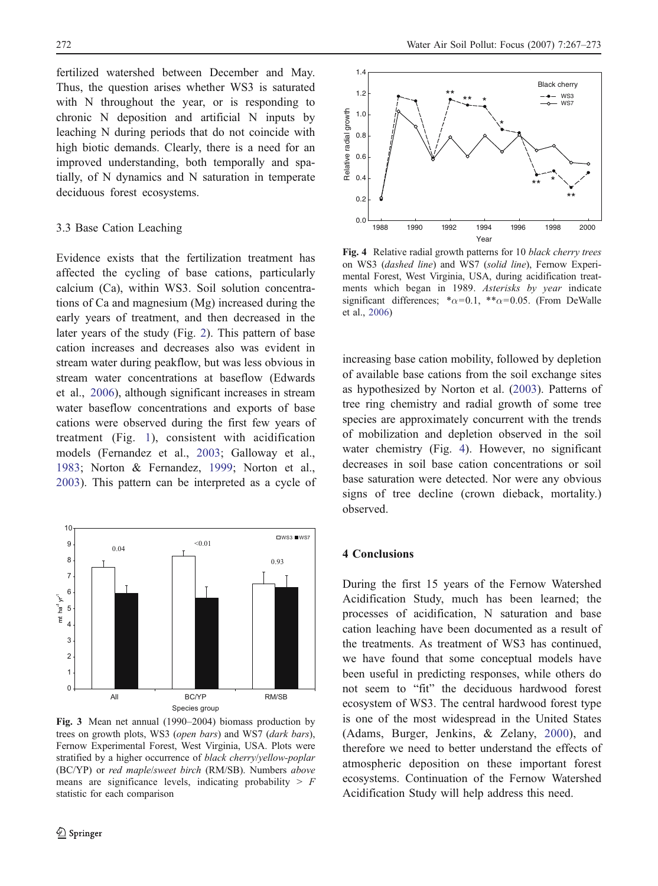fertilized watershed between December and May. Thus, the question arises whether WS3 is saturated with N throughout the year, or is responding to chronic N deposition and artificial N inputs by leaching N during periods that do not coincide with high biotic demands. Clearly, there is a need for an improved understanding, both temporally and spatially, of N dynamics and N saturation in temperate deciduous forest ecosystems.

### 3.3 Base Cation Leaching

Evidence exists that the fertilization treatment has affected the cycling of base cations, particularly calcium (Ca), within WS3. Soil solution concentrations of Ca and magnesium (Mg) increased during the early years of treatment, and then decreased in the later years of the study (Fig. 2). This pattern of base cation increases and decreases also was evident in stream water during peakflow, but was less obvious in stream water concentrations at baseflow (Edwards et al., 2006), although significant increases in stream water baseflow concentrations and exports of base cations were observed during the first few years of treatment (Fig. 1), consistent with acidification models (Fernandez et al., 2003; Galloway et al., 1983; Norton & Fernandez, 1999; Norton et al., 2003). This pattern can be interpreted as a cycle of increasing base cation mobility, followed by depletion of available base cations from the soil exchange sites as hypothesized by Norton et al. (2003). Patterns of tree ring chemistry and radial growth of some tree species are approximately concurrent with the trends of mobilization and depletion observed in the soil water chemistry (Fig. 4). However, no significant decreases in soil base cation concentrations or soil base saturation were detected. Nor were any obvious signs of tree decline (crown dieback, mortality.) observed.

**Fig. 3** Mean net annual (1990–2004) biomass production by trees on growth plots, WS3 (*open bars*) and WS7 (*dark bars*), Fernow Experimental Forest, West Virginia, USA. Plots were stratified by a higher occurrence of *black cherry/yellow-poplar* (BC/YP) or *red maple/sweet birch* (RM/SB). Numbers *above* means are significance levels, indicating probability > *F* statistic for each comparison

**Fig. 4** Relative radial growth patterns for 10 *black cherry trees* on WS3 (*dashed line*) and WS7 (*solid line*), Fernow Experimental Forest, West Virginia, USA, during acidification treatments which began in 1989. *Asterisks by year* indicate significant differences; $*\alpha=0.1$, $**\alpha=0.05$. (From DeWalle et al., 2006)

## 4 Conclusions

During the first 15 years of the Fernow Watershed Acidification Study, much has been learned; the processes of acidification, N saturation and base cation leaching have been documented as a result of the treatments. As treatment of WS3 has continued, we have found that some conceptual models have been useful in predicting responses, while others do not seem to "fit" the deciduous hardwood forest ecosystem of WS3. The central hardwood forest type is one of the most widespread in the United States (Adams, Burger, Jenkins, & Zelany, 2000), and therefore we need to better understand the effects of atmospheric deposition on these important forest ecosystems. Continuation of the Fernow Watershed Acidification Study will help address this need.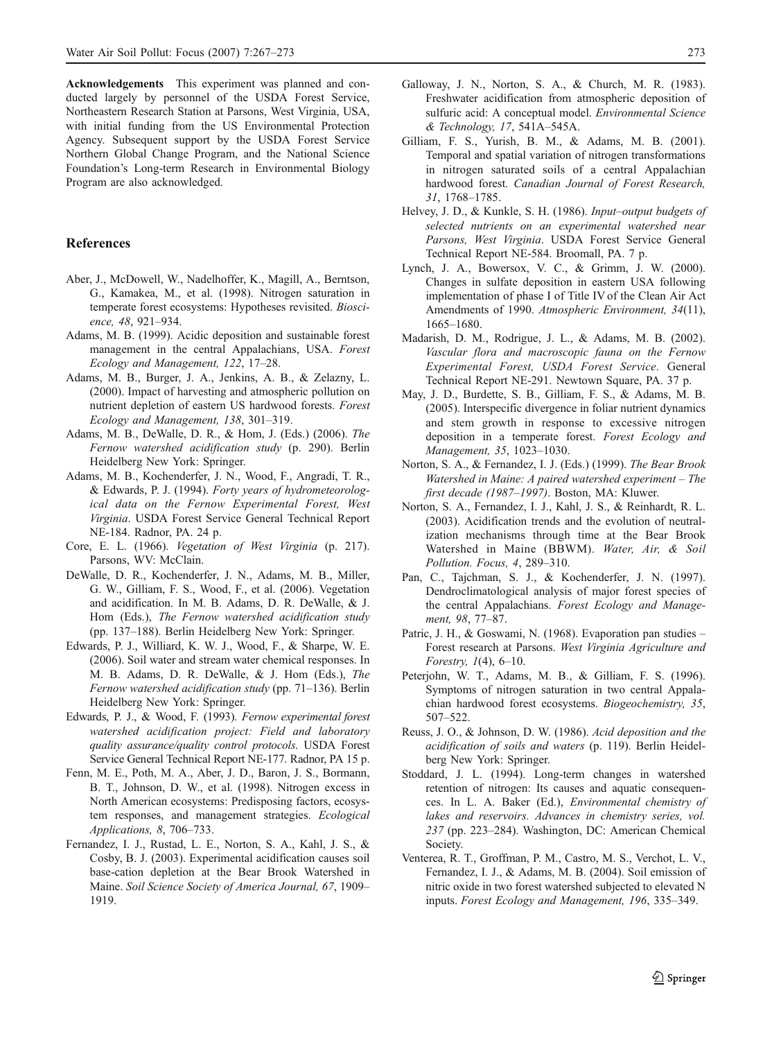**Acknowledgements** This experiment was planned and conducted largely by personnel of the USDA Forest Service, Northeastern Research Station at Parsons, West Virginia, USA, with initial funding from the US Environmental Protection Agency. Subsequent support by the USDA Forest Service Northern Global Change Program, and the National Science Foundation's Long-term Research in Environmental Biology Program are also acknowledged.

## References

Aber, J., McDowell, W., Nadelhoffer, K., Magill, A., Berntson, G., Kamakea, M., et al. (1998). Nitrogen saturation in temperate forest ecosystems: Hypotheses revisited. *Bioscience, 48*, 921–934.

Adams, M. B. (1999). Acidic deposition and sustainable forest management in the central Appalachians, USA. *Forest Ecology and Management, 122*, 17–28.

Adams, M. B., Burger, J. A., Jenkins, A. B., & Zelazny, L. (2000). Impact of harvesting and atmospheric pollution on nutrient depletion of eastern US hardwood forests. *Forest Ecology and Management, 138*, 301–319.

Adams, M. B., DeWalle, D. R., & Hom, J. (Eds.) (2006). *The Fernow watershed acidification study* (p. 290). Berlin Heidelberg New York: Springer.

Adams, M. B., Kochenderfer, J. N., Wood, F., Angradi, T. R., & Edwards, P. J. (1994). *Forty years of hydrometeorological data on the Fernow Experimental Forest, West Virginia*. USDA Forest Service General Technical Report NE-184. Radnor, PA. 24 p.

Core, E. L. (1966). *Vegetation of West Virginia* (p. 217). Parsons, WV: McClain.

DeWalle, D. R., Kochenderfer, J. N., Adams, M. B., Miller, G. W., Gilliam, F. S., Wood, F., et al. (2006). Vegetation and acidification. In M. B. Adams, D. R. DeWalle, & J. Hom (Eds.), *The Fernow watershed acidification study* (pp. 137–188). Berlin Heidelberg New York: Springer.

Edwards, P. J., Williard, K. W. J., Wood, F., & Sharpe, W. E. (2006). Soil water and stream water chemical responses. In M. B. Adams, D. R. DeWalle, & J. Hom (Eds.), *The Fernow watershed acidification study* (pp. 71–136). Berlin Heidelberg New York: Springer.

Edwards, P. J., & Wood, F. (1993). *Fernow experimental forest watershed acidification project: Field and laboratory quality assurance/quality control protocols*. USDA Forest Service General Technical Report NE-177. Radnor, PA 15 p.

Fenn, M. E., Poth, M. A., Aber, J. D., Baron, J. S., Bormann, B. T., Johnson, D. W., et al. (1998). Nitrogen excess in North American ecosystems: Predisposing factors, ecosystem responses, and management strategies. *Ecological Applications, 8*, 706–733.

Fernandez, I. J., Rustad, L. E., Norton, S. A., Kahl, J. S., & Cosby, B. J. (2003). Experimental acidification causes soil base-cation depletion at the Bear Brook Watershed in Maine. *Soil Science Society of America Journal, 67*, 1909–1919.

Galloway, J. N., Norton, S. A., & Church, M. R. (1983). Freshwater acidification from atmospheric deposition of sulfuric acid: A conceptual model. *Environmental Science & Technology, 17*, 541A–545A.

Gilliam, F. S., Yurish, B. M., & Adams, M. B. (2001). Temporal and spatial variation of nitrogen transformations in nitrogen saturated soils of a central Appalachian hardwood forest. *Canadian Journal of Forest Research, 31*, 1768–1785.

Helvey, J. D., & Kunkle, S. H. (1986). *Input–output budgets of selected nutrients on an experimental watershed near Parsons, West Virginia*. USDA Forest Service General Technical Report NE-584. Broomall, PA. 7 p.

Lynch, J. A., Bowersox, V. C., & Grimm, J. W. (2000). Changes in sulfate deposition in eastern USA following implementation of phase I of Title IV of the Clean Air Act Amendments of 1990. *Atmospheric Environment, 34*(11), 1665–1680.

Madarish, D. M., Rodrigue, J. L., & Adams, M. B. (2002). *Vascular flora and macroscopic fauna on the Fernow Experimental Forest, USDA Forest Service*. General Technical Report NE-291. Newtown Square, PA. 37 p.

May, J. D., Burdette, S. B., Gilliam, F. S., & Adams, M. B. (2005). Interspecific divergence in foliar nutrient dynamics and stem growth in response to excessive nitrogen deposition in a temperate forest. *Forest Ecology and Management, 35*, 1023–1030.

Norton, S. A., & Fernandez, I. J. (Eds.) (1999). *The Bear Brook Watershed in Maine: A paired watershed experiment – The first decade (1987–1997)*. Boston, MA: Kluwer.

Norton, S. A., Fernandez, I. J., Kahl, J. S., & Reinhardt, R. L. (2003). Acidification trends and the evolution of neutralization mechanisms through time at the Bear Brook Watershed in Maine (BBWM). *Water, Air, & Soil Pollution. Focus, 4*, 289–310.

Pan, C., Tajchman, S. J., & Kochenderfer, J. N. (1997). Dendroclimatological analysis of major forest species of the central Appalachians. *Forest Ecology and Management, 98*, 77–87.

Patric, J. H., & Goswami, N. (1968). Evaporation pan studies – Forest research at Parsons. *West Virginia Agriculture and Forestry, 1*(4), 6–10.

Peterjohn, W. T., Adams, M. B., & Gilliam, F. S. (1996). Symptoms of nitrogen saturation in two central Appalachian hardwood forest ecosystems. *Biogeochemistry, 35*, 507–522.

Reuss, J. O., & Johnson, D. W. (1986). *Acid deposition and the acidification of soils and waters* (p. 119). Berlin Heidelberg New York: Springer.

Stoddard, J. L. (1994). Long-term changes in watershed retention of nitrogen: Its causes and aquatic consequences. In L. A. Baker (Ed.), *Environmental chemistry of lakes and reservoirs. Advances in chemistry series, vol. 237* (pp. 223–284). Washington, DC: American Chemical Society.

Venterea, R. T., Groffman, P. M., Castro, M. S., Verchot, L. V., Fernandez, I. J., & Adams, M. B. (2004). Soil emission of nitric oxide in two forest watershed subjected to elevated N inputs. *Forest Ecology and Management, 196*, 335–349.